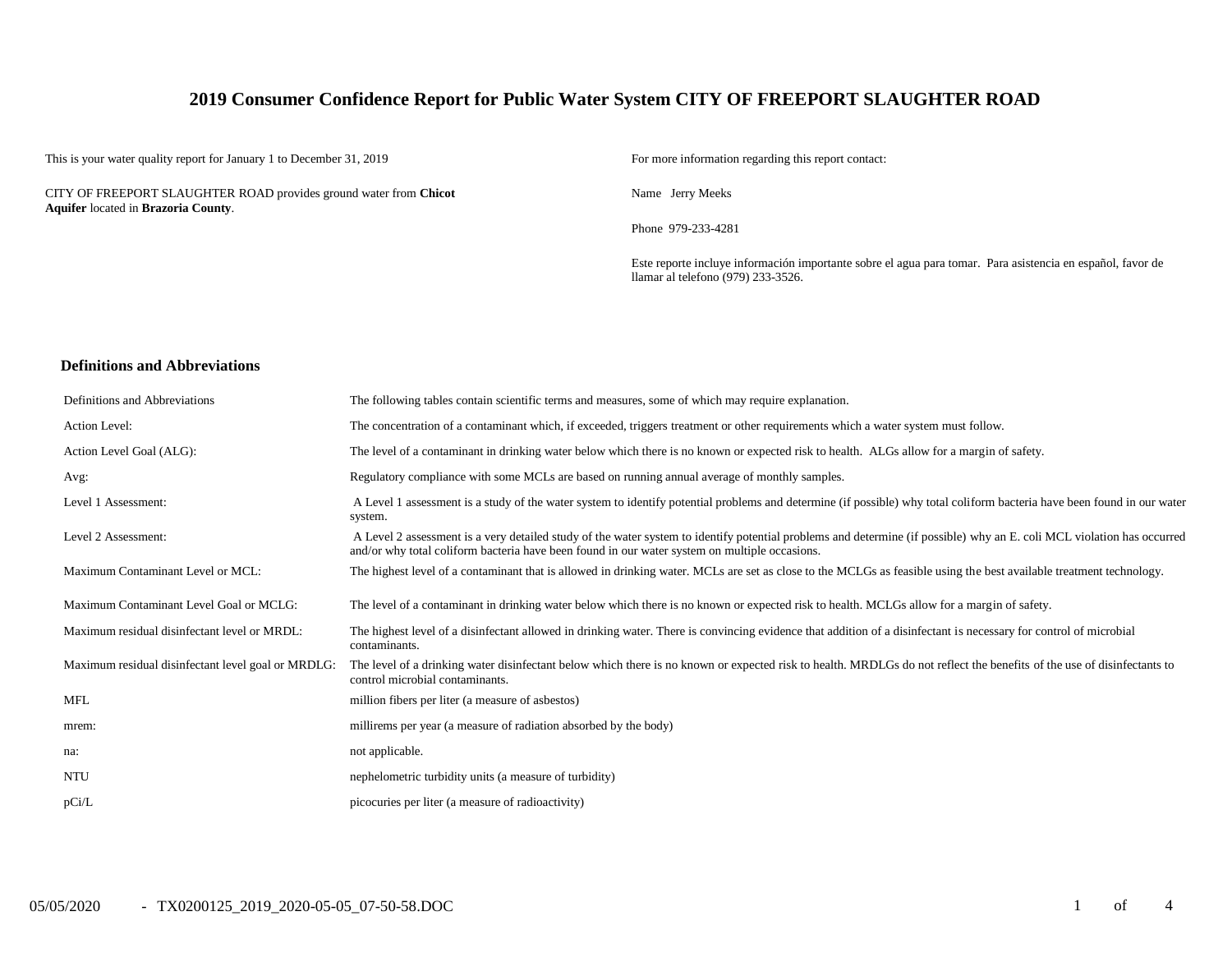# 2019 Consumer Confidence Report for Public Water System CITY OF FREEPORT SLAUGHTER ROAD

This is your water quality report for January 1 to December 31, 2019

CITY OF FREEPORT SLAUGHTER ROAD provides ground water from **Chicot Aquifer** located in **Brazoria County**.

For more information regarding this report contact:

Name Jerry Meeks

Phone 979-233-4281

Este reporte incluye información importante sobre el agua para tomar. Para asistencia en español, favor de llamar al telefono (979) 233-3526.

## Definitions and Abbreviations

| | |
|---|---|
| Definitions and Abbreviations | The following tables contain scientific terms and measures, some of which may require explanation. |
| Action Level: | The concentration of a contaminant which, if exceeded, triggers treatment or other requirements which a water system must follow. |
| Action Level Goal (ALG): | The level of a contaminant in drinking water below which there is no known or expected risk to health. ALGs allow for a margin of safety. |
| Avg: | Regulatory compliance with some MCLs are based on running annual average of monthly samples. |
| Level 1 Assessment: | A Level 1 assessment is a study of the water system to identify potential problems and determine (if possible) why total coliform bacteria have been found in our water system. |
| Level 2 Assessment: | A Level 2 assessment is a very detailed study of the water system to identify potential problems and determine (if possible) why an E. coli MCL violation has occurred and/or why total coliform bacteria have been found in our water system on multiple occasions. |
| Maximum Contaminant Level or MCL: | The highest level of a contaminant that is allowed in drinking water. MCLs are set as close to the MCLGs as feasible using the best available treatment technology. |
| Maximum Contaminant Level Goal or MCLG: | The level of a contaminant in drinking water below which there is no known or expected risk to health. MCLGs allow for a margin of safety. |
| Maximum residual disinfectant level or MRDL: | The highest level of a disinfectant allowed in drinking water. There is convincing evidence that addition of a disinfectant is necessary for control of microbial contaminants. |
| Maximum residual disinfectant level goal or MRDLG: | The level of a drinking water disinfectant below which there is no known or expected risk to health. MRDLGs do not reflect the benefits of the use of disinfectants to control microbial contaminants. |
| MFL | million fibers per liter (a measure of asbestos) |
| mrem: | millirems per year (a measure of radiation absorbed by the body) |
| na: | not applicable. |
| NTU | nephelometric turbidity units (a measure of turbidity) |
| pCi/L | picocuries per liter (a measure of radioactivity) |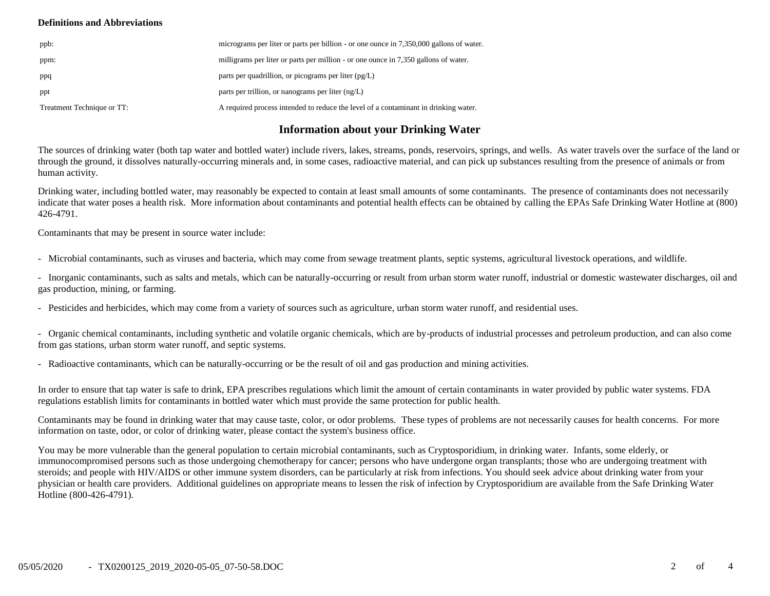**Definitions and Abbreviations**

| | |
|---|---|
| ppb: | micrograms per liter or parts per billion - or one ounce in 7,350,000 gallons of water. |
| ppm: | milligrams per liter or parts per million - or one ounce in 7,350 gallons of water. |
| ppq | parts per quadrillion, or picograms per liter (pg/L) |
| ppt | parts per trillion, or nanograms per liter (ng/L) |
| Treatment Technique or TT: | A required process intended to reduce the level of a contaminant in drinking water. |

## Information about your Drinking Water

The sources of drinking water (both tap water and bottled water) include rivers, lakes, streams, ponds, reservoirs, springs, and wells. As water travels over the surface of the land or through the ground, it dissolves naturally-occurring minerals and, in some cases, radioactive material, and can pick up substances resulting from the presence of animals or from human activity.

Drinking water, including bottled water, may reasonably be expected to contain at least small amounts of some contaminants. The presence of contaminants does not necessarily indicate that water poses a health risk. More information about contaminants and potential health effects can be obtained by calling the EPAs Safe Drinking Water Hotline at (800) 426-4791.

Contaminants that may be present in source water include:

- Microbial contaminants, such as viruses and bacteria, which may come from sewage treatment plants, septic systems, agricultural livestock operations, and wildlife.

- Inorganic contaminants, such as salts and metals, which can be naturally-occurring or result from urban storm water runoff, industrial or domestic wastewater discharges, oil and gas production, mining, or farming.

- Pesticides and herbicides, which may come from a variety of sources such as agriculture, urban storm water runoff, and residential uses.

- Organic chemical contaminants, including synthetic and volatile organic chemicals, which are by-products of industrial processes and petroleum production, and can also come from gas stations, urban storm water runoff, and septic systems.

- Radioactive contaminants, which can be naturally-occurring or be the result of oil and gas production and mining activities.

In order to ensure that tap water is safe to drink, EPA prescribes regulations which limit the amount of certain contaminants in water provided by public water systems. FDA regulations establish limits for contaminants in bottled water which must provide the same protection for public health.

Contaminants may be found in drinking water that may cause taste, color, or odor problems. These types of problems are not necessarily causes for health concerns. For more information on taste, odor, or color of drinking water, please contact the system's business office.

You may be more vulnerable than the general population to certain microbial contaminants, such as Cryptosporidium, in drinking water. Infants, some elderly, or immunocompromised persons such as those undergoing chemotherapy for cancer; persons who have undergone organ transplants; those who are undergoing treatment with steroids; and people with HIV/AIDS or other immune system disorders, can be particularly at risk from infections. You should seek advice about drinking water from your physician or health care providers. Additional guidelines on appropriate means to lessen the risk of infection by Cryptosporidium are available from the Safe Drinking Water Hotline (800-426-4791).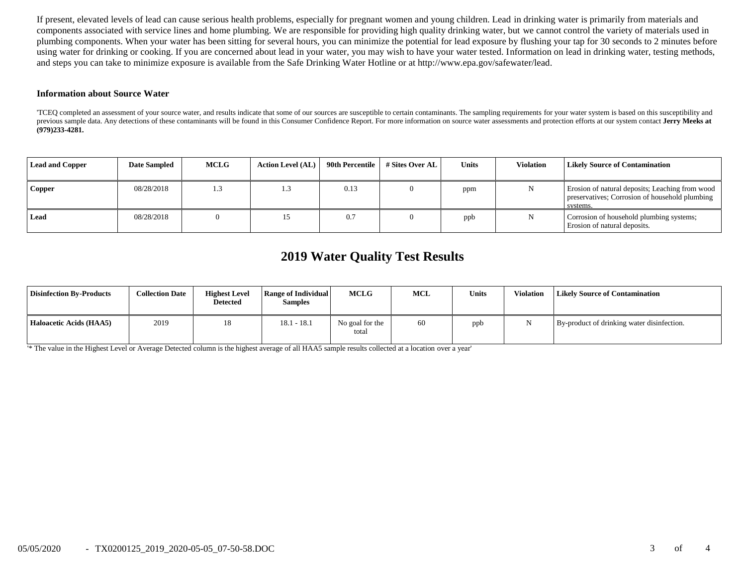If present, elevated levels of lead can cause serious health problems, especially for pregnant women and young children. Lead in drinking water is primarily from materials and components associated with service lines and home plumbing. We are responsible for providing high quality drinking water, but we cannot control the variety of materials used in plumbing components. When your water has been sitting for several hours, you can minimize the potential for lead exposure by flushing your tap for 30 seconds to 2 minutes before using water for drinking or cooking. If you are concerned about lead in your water, you may wish to have your water tested. Information on lead in drinking water, testing methods, and steps you can take to minimize exposure is available from the Safe Drinking Water Hotline or at http://www.epa.gov/safewater/lead.

**Information about Source Water**

'TCEQ completed an assessment of your source water, and results indicate that some of our sources are susceptible to certain contaminants. The sampling requirements for your water system is based on this susceptibility and previous sample data. Any detections of these contaminants will be found in this Consumer Confidence Report. For more information on source water assessments and protection efforts at our system contact **Jerry Meeks at (979)233-4281.**

| Lead and Copper | Date Sampled | MCLG | Action Level (AL) | 90th Percentile | # Sites Over AL | Units | Violation | Likely Source of Contamination |
|---|---|---|---|---|---|---|---|---|
| **Copper** | 08/28/2018 | 1.3 | 1.3 | 0.13 | 0 | ppm | N | Erosion of natural deposits; Leaching from wood preservatives; Corrosion of household plumbing systems. |
| **Lead** | 08/28/2018 | 0 | 15 | 0.7 | 0 | ppb | N | Corrosion of household plumbing systems; Erosion of natural deposits. |

## 2019 Water Quality Test Results

| Disinfection By-Products | Collection Date | Highest Level Detected | Range of Individual Samples | MCLG | MCL | Units | Violation | Likely Source of Contamination |
|---|---|---|---|---|---|---|---|---|
| **Haloacetic Acids (HAA5)** | 2019 | 18 | 18.1 - 18.1 | No goal for the total | 60 | ppb | N | By-product of drinking water disinfection. |

'* The value in the Highest Level or Average Detected column is the highest average of all HAA5 sample results collected at a location over a year'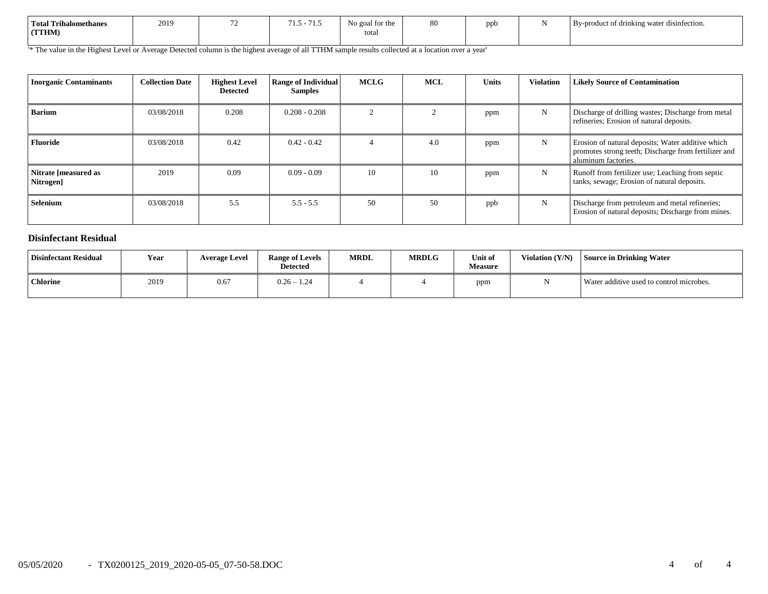| Total Trihalomethanes (TTHM) | 2019 | 72 | 71.5 - 71.5 | No goal for the total | 80 | ppb | N | By-product of drinking water disinfection. |
|---|---|---|---|---|---|---|---|---|

'* The value in the Highest Level or Average Detected column is the highest average of all TTHM sample results collected at a location over a year'

| Inorganic Contaminants | Collection Date | Highest Level Detected | Range of Individual Samples | MCLG | MCL | Units | Violation | Likely Source of Contamination |
|---|---|---|---|---|---|---|---|---|
| **Barium** | 03/08/2018 | 0.208 | 0.208 - 0.208 | 2 | 2 | ppm | N | Discharge of drilling wastes; Discharge from metal refineries; Erosion of natural deposits. |
| **Fluoride** | 03/08/2018 | 0.42 | 0.42 - 0.42 | 4 | 4.0 | ppm | N | Erosion of natural deposits; Water additive which promotes strong teeth; Discharge from fertilizer and aluminum factories. |
| **Nitrate [measured as Nitrogen]** | 2019 | 0.09 | 0.09 - 0.09 | 10 | 10 | ppm | N | Runoff from fertilizer use; Leaching from septic tanks, sewage; Erosion of natural deposits. |
| **Selenium** | 03/08/2018 | 5.5 | 5.5 - 5.5 | 50 | 50 | ppb | N | Discharge from petroleum and metal refineries; Erosion of natural deposits; Discharge from mines. |

### Disinfectant Residual

| Disinfectant Residual | Year | Average Level | Range of Levels Detected | MRDL | MRDLG | Unit of Measure | Violation (Y/N) | Source in Drinking Water |
|---|---|---|---|---|---|---|---|---|
| **Chlorine** | 2019 | 0.67 | 0.26 – 1.24 | 4 | 4 | ppm | N | Water additive used to control microbes. |